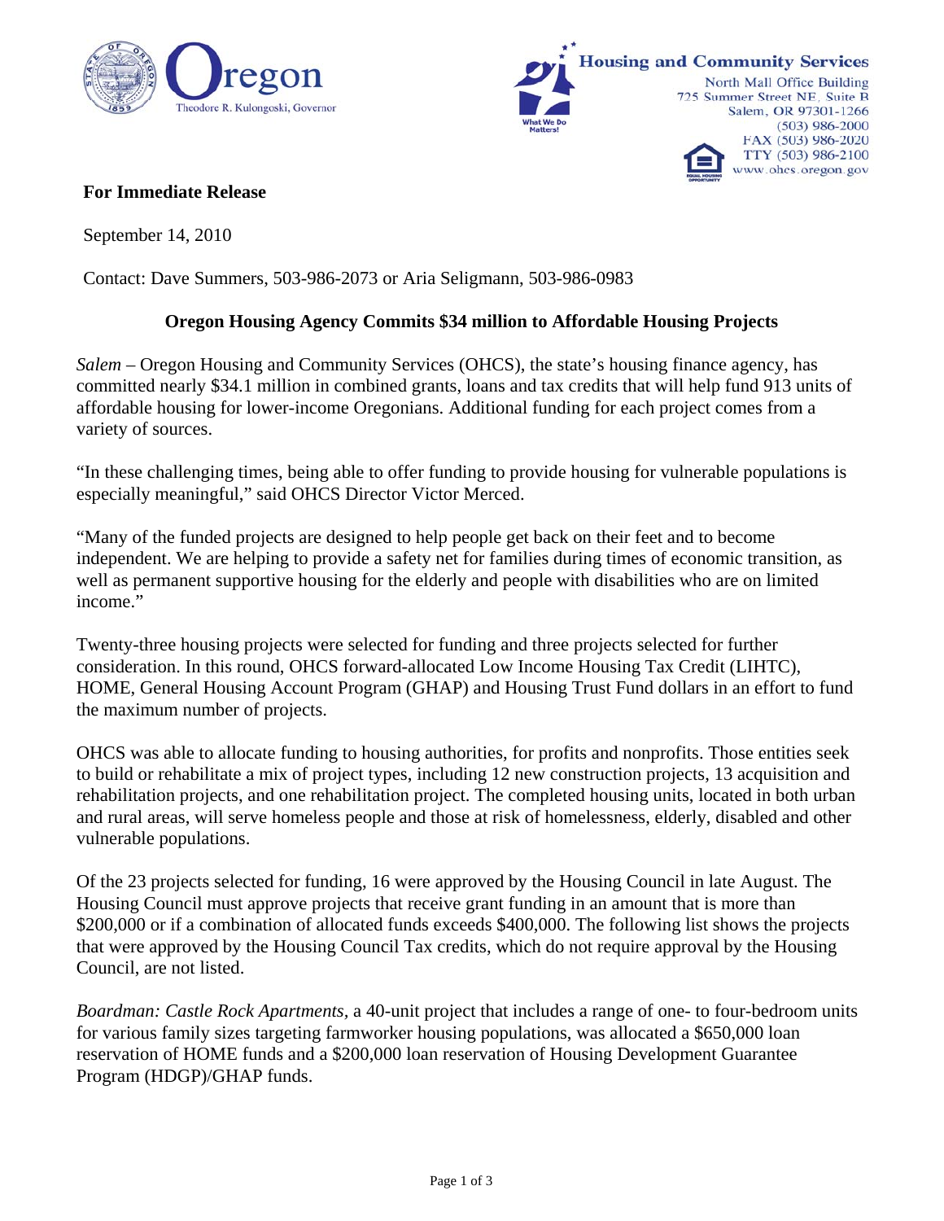Oregon

Theodore R. Kulongoski, Governor

**Housing and Community Services**

North Mall Office Building
725 Summer Street NE, Suite B
Salem, OR 97301-1266
(503) 986-2000
FAX (503) 986-2020
TTY (503) 986-2100
www.ohcs.oregon.gov

**For Immediate Release**

September 14, 2010

Contact: Dave Summers, 503-986-2073 or Aria Seligmann, 503-986-0983

**Oregon Housing Agency Commits $34 million to Affordable Housing Projects**

*Salem* – Oregon Housing and Community Services (OHCS), the state's housing finance agency, has committed nearly $34.1 million in combined grants, loans and tax credits that will help fund 913 units of affordable housing for lower-income Oregonians. Additional funding for each project comes from a variety of sources.

"In these challenging times, being able to offer funding to provide housing for vulnerable populations is especially meaningful," said OHCS Director Victor Merced.

"Many of the funded projects are designed to help people get back on their feet and to become independent. We are helping to provide a safety net for families during times of economic transition, as well as permanent supportive housing for the elderly and people with disabilities who are on limited income."

Twenty-three housing projects were selected for funding and three projects selected for further consideration. In this round, OHCS forward-allocated Low Income Housing Tax Credit (LIHTC), HOME, General Housing Account Program (GHAP) and Housing Trust Fund dollars in an effort to fund the maximum number of projects.

OHCS was able to allocate funding to housing authorities, for profits and nonprofits. Those entities seek to build or rehabilitate a mix of project types, including 12 new construction projects, 13 acquisition and rehabilitation projects, and one rehabilitation project. The completed housing units, located in both urban and rural areas, will serve homeless people and those at risk of homelessness, elderly, disabled and other vulnerable populations.

Of the 23 projects selected for funding, 16 were approved by the Housing Council in late August. The Housing Council must approve projects that receive grant funding in an amount that is more than $200,000 or if a combination of allocated funds exceeds $400,000. The following list shows the projects that were approved by the Housing Council Tax credits, which do not require approval by the Housing Council, are not listed.

*Boardman: Castle Rock Apartments*, a 40-unit project that includes a range of one- to four-bedroom units for various family sizes targeting farmworker housing populations, was allocated a $650,000 loan reservation of HOME funds and a $200,000 loan reservation of Housing Development Guarantee Program (HDGP)/GHAP funds.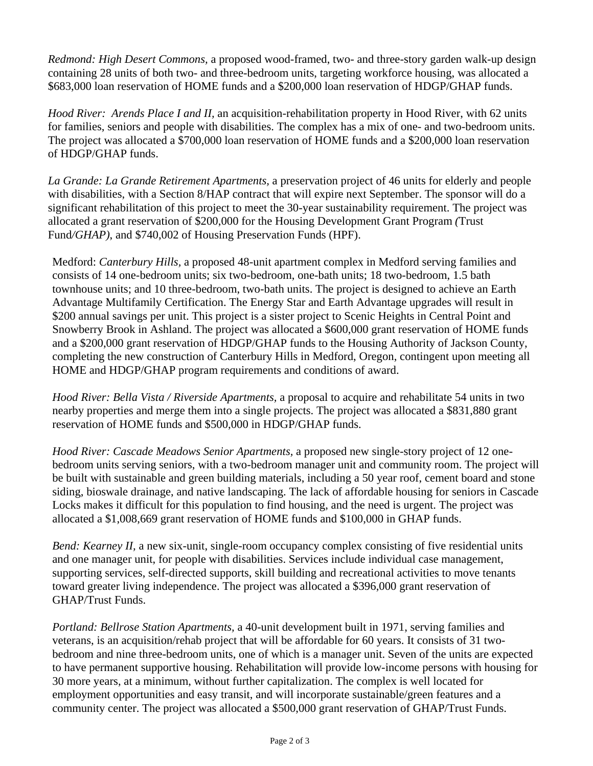*Redmond: High Desert Commons*, a proposed wood-framed, two- and three-story garden walk-up design containing 28 units of both two- and three-bedroom units, targeting workforce housing, was allocated a $683,000 loan reservation of HOME funds and a $200,000 loan reservation of HDGP/GHAP funds.

*Hood River: Arends Place I and II,* an acquisition-rehabilitation property in Hood River, with 62 units for families, seniors and people with disabilities. The complex has a mix of one- and two-bedroom units. The project was allocated a $700,000 loan reservation of HOME funds and a $200,000 loan reservation of HDGP/GHAP funds.

*La Grande: La Grande Retirement Apartments*, a preservation project of 46 units for elderly and people with disabilities, with a Section 8/HAP contract that will expire next September. The sponsor will do a significant rehabilitation of this project to meet the 30-year sustainability requirement. The project was allocated a grant reservation of $200,000 for the Housing Development Grant Program *(*Trust Fund*/GHAP)*, and $740,002 of Housing Preservation Funds (HPF).

Medford: *Canterbury Hills,* a proposed 48-unit apartment complex in Medford serving families and consists of 14 one-bedroom units; six two-bedroom, one-bath units; 18 two-bedroom, 1.5 bath townhouse units; and 10 three-bedroom, two-bath units. The project is designed to achieve an Earth Advantage Multifamily Certification. The Energy Star and Earth Advantage upgrades will result in $200 annual savings per unit. This project is a sister project to Scenic Heights in Central Point and Snowberry Brook in Ashland. The project was allocated a $600,000 grant reservation of HOME funds and a $200,000 grant reservation of HDGP/GHAP funds to the Housing Authority of Jackson County, completing the new construction of Canterbury Hills in Medford, Oregon, contingent upon meeting all HOME and HDGP/GHAP program requirements and conditions of award.

*Hood River: Bella Vista / Riverside Apartments,* a proposal to acquire and rehabilitate 54 units in two nearby properties and merge them into a single projects. The project was allocated a $831,880 grant reservation of HOME funds and $500,000 in HDGP/GHAP funds.

*Hood River: Cascade Meadows Senior Apartments*, a proposed new single-story project of 12 one-bedroom units serving seniors, with a two-bedroom manager unit and community room. The project will be built with sustainable and green building materials, including a 50 year roof, cement board and stone siding, bioswale drainage, and native landscaping. The lack of affordable housing for seniors in Cascade Locks makes it difficult for this population to find housing, and the need is urgent. The project was allocated a $1,008,669 grant reservation of HOME funds and $100,000 in GHAP funds.

*Bend: Kearney II,* a new six-unit, single-room occupancy complex consisting of five residential units and one manager unit, for people with disabilities. Services include individual case management, supporting services, self-directed supports, skill building and recreational activities to move tenants toward greater living independence. The project was allocated a $396,000 grant reservation of GHAP/Trust Funds.

*Portland: Bellrose Station Apartments,* a 40-unit development built in 1971, serving families and veterans, is an acquisition/rehab project that will be affordable for 60 years. It consists of 31 two-bedroom and nine three-bedroom units, one of which is a manager unit. Seven of the units are expected to have permanent supportive housing. Rehabilitation will provide low-income persons with housing for 30 more years, at a minimum, without further capitalization. The complex is well located for employment opportunities and easy transit, and will incorporate sustainable/green features and a community center. The project was allocated a $500,000 grant reservation of GHAP/Trust Funds.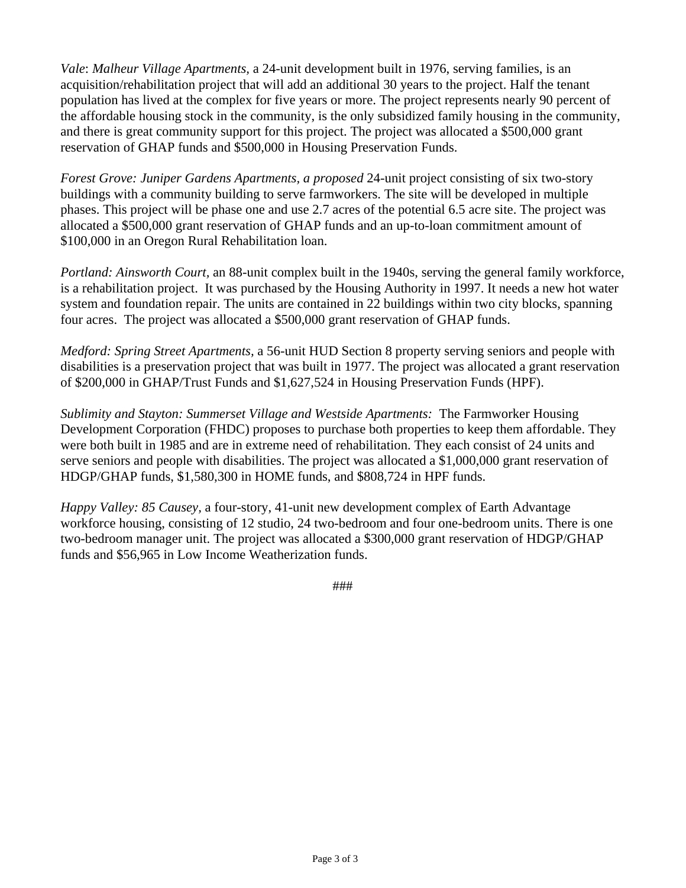*Vale*: *Malheur Village Apartments,* a 24-unit development built in 1976, serving families, is an acquisition/rehabilitation project that will add an additional 30 years to the project. Half the tenant population has lived at the complex for five years or more. The project represents nearly 90 percent of the affordable housing stock in the community, is the only subsidized family housing in the community, and there is great community support for this project. The project was allocated a $500,000 grant reservation of GHAP funds and $500,000 in Housing Preservation Funds.

*Forest Grove: Juniper Gardens Apartments, a proposed* 24-unit project consisting of six two-story buildings with a community building to serve farmworkers. The site will be developed in multiple phases. This project will be phase one and use 2.7 acres of the potential 6.5 acre site. The project was allocated a $500,000 grant reservation of GHAP funds and an up-to-loan commitment amount of $100,000 in an Oregon Rural Rehabilitation loan.

*Portland: Ainsworth Court,* an 88-unit complex built in the 1940s, serving the general family workforce, is a rehabilitation project. It was purchased by the Housing Authority in 1997. It needs a new hot water system and foundation repair. The units are contained in 22 buildings within two city blocks, spanning four acres. The project was allocated a $500,000 grant reservation of GHAP funds.

*Medford: Spring Street Apartments,* a 56-unit HUD Section 8 property serving seniors and people with disabilities is a preservation project that was built in 1977. The project was allocated a grant reservation of $200,000 in GHAP/Trust Funds and $1,627,524 in Housing Preservation Funds (HPF).

*Sublimity and Stayton: Summerset Village and Westside Apartments:* The Farmworker Housing Development Corporation (FHDC) proposes to purchase both properties to keep them affordable. They were both built in 1985 and are in extreme need of rehabilitation. They each consist of 24 units and serve seniors and people with disabilities. The project was allocated a $1,000,000 grant reservation of HDGP/GHAP funds, $1,580,300 in HOME funds, and $808,724 in HPF funds.

*Happy Valley: 85 Causey,* a four-story, 41-unit new development complex of Earth Advantage workforce housing, consisting of 12 studio, 24 two-bedroom and four one-bedroom units. There is one two-bedroom manager unit. The project was allocated a $300,000 grant reservation of HDGP/GHAP funds and $56,965 in Low Income Weatherization funds.

###